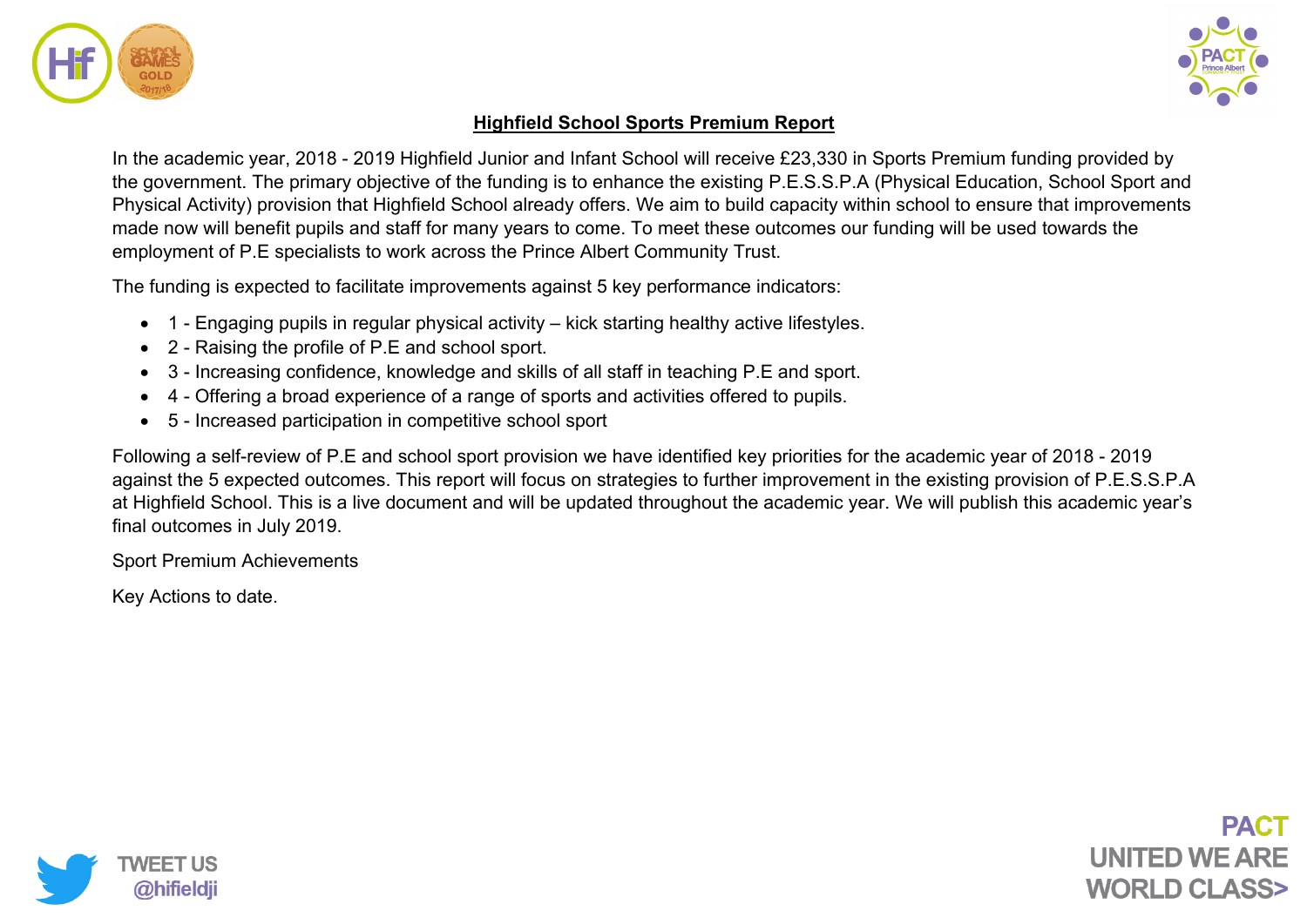# Highfield School Sports Premium Report

In the academic year, 2018 - 2019 Highfield Junior and Infant School will receive £23,330 in Sports Premium funding provided by the government. The primary objective of the funding is to enhance the existing P.E.S.S.P.A (Physical Education, School Sport and Physical Activity) provision that Highfield School already offers. We aim to build capacity within school to ensure that improvements made now will benefit pupils and staff for many years to come. To meet these outcomes our funding will be used towards the employment of P.E specialists to work across the Prince Albert Community Trust.

The funding is expected to facilitate improvements against 5 key performance indicators:

- 1 - Engaging pupils in regular physical activity – kick starting healthy active lifestyles.
- 2 - Raising the profile of P.E and school sport.
- 3 - Increasing confidence, knowledge and skills of all staff in teaching P.E and sport.
- 4 - Offering a broad experience of a range of sports and activities offered to pupils.
- 5 - Increased participation in competitive school sport

Following a self-review of P.E and school sport provision we have identified key priorities for the academic year of 2018 - 2019 against the 5 expected outcomes. This report will focus on strategies to further improvement in the existing provision of P.E.S.S.P.A at Highfield School. This is a live document and will be updated throughout the academic year. We will publish this academic year's final outcomes in July 2019.

Sport Premium Achievements

Key Actions to date.

TWEET US @hifieldji

PACT UNITED WE ARE WORLD CLASS>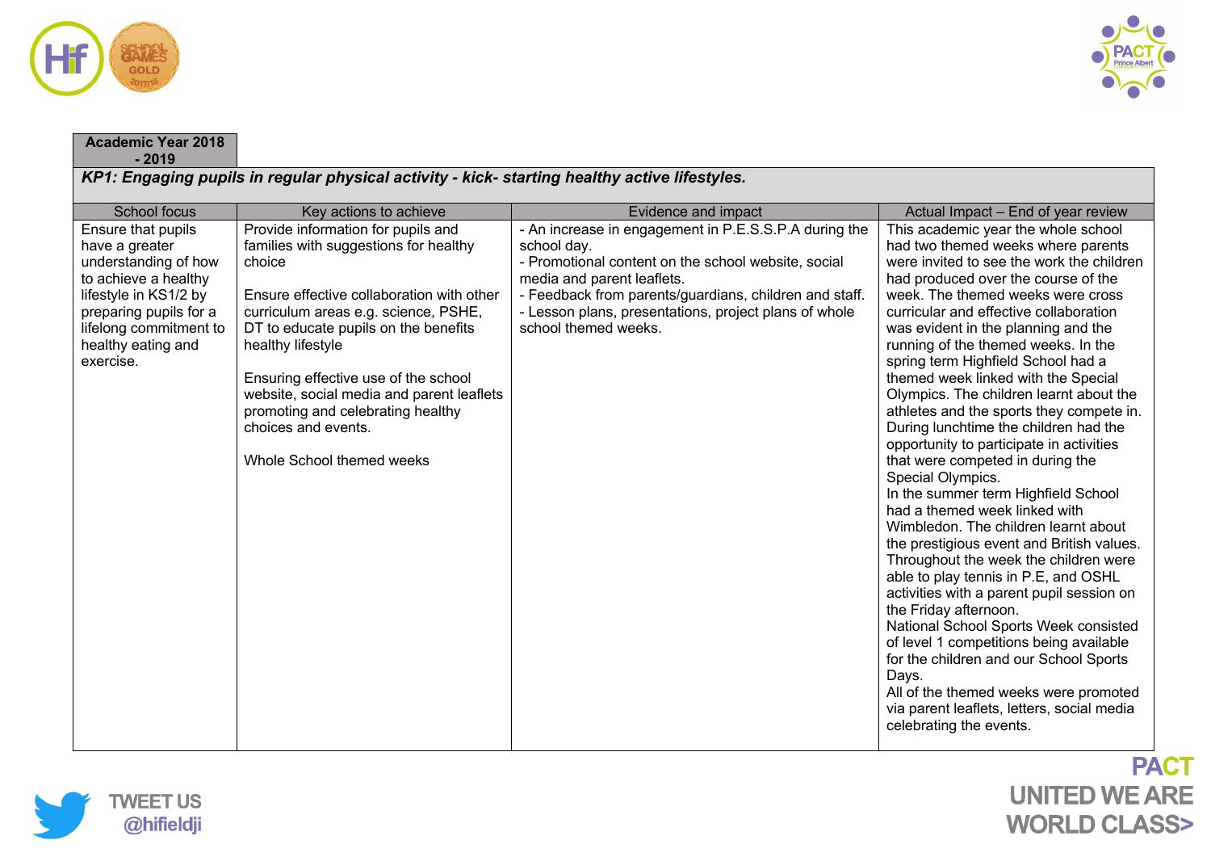**Academic Year 2018 - 2019**

***KP1: Engaging pupils in regular physical activity - kick- starting healthy active lifestyles.***

| School focus | Key actions to achieve | Evidence and impact | Actual Impact – End of year review |
|---|---|---|---|
| Ensure that pupils have a greater understanding of how to achieve a healthy lifestyle in KS1/2 by preparing pupils for a lifelong commitment to healthy eating and exercise. | Provide information for pupils and families with suggestions for healthy choice<br><br>Ensure effective collaboration with other curriculum areas e.g. science, PSHE, DT to educate pupils on the benefits healthy lifestyle<br><br>Ensuring effective use of the school website, social media and parent leaflets promoting and celebrating healthy choices and events.<br><br>Whole School themed weeks | - An increase in engagement in P.E.S.S.P.A during the school day.<br>- Promotional content on the school website, social media and parent leaflets.<br>- Feedback from parents/guardians, children and staff.<br>- Lesson plans, presentations, project plans of whole school themed weeks. | This academic year the whole school had two themed weeks where parents were invited to see the work the children had produced over the course of the week. The themed weeks were cross curricular and effective collaboration was evident in the planning and the running of the themed weeks. In the spring term Highfield School had a themed week linked with the Special Olympics. The children learnt about the athletes and the sports they compete in. During lunchtime the children had the opportunity to participate in activities that were competed in during the Special Olympics.<br>In the summer term Highfield School had a themed week linked with Wimbledon. The children learnt about the prestigious event and British values. Throughout the week the children were able to play tennis in P.E, and OSHL activities with a parent pupil session on the Friday afternoon.<br>National School Sports Week consisted of level 1 competitions being available for the children and our School Sports Days.<br>All of the themed weeks were promoted via parent leaflets, letters, social media celebrating the events. |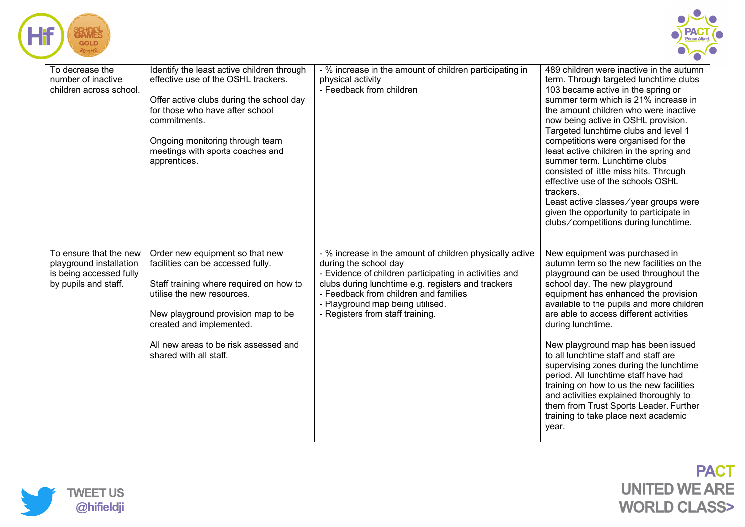| | | | |
|---|---|---|---|
| To decrease the number of inactive children across school. | Identify the least active children through effective use of the OSHL trackers.<br><br>Offer active clubs during the school day for those who have after school commitments.<br><br>Ongoing monitoring through team meetings with sports coaches and apprentices. | - % increase in the amount of children participating in physical activity<br>- Feedback from children | 489 children were inactive in the autumn term. Through targeted lunchtime clubs 103 became active in the spring or summer term which is 21% increase in the amount children who were inactive now being active in OSHL provision. Targeted lunchtime clubs and level 1 competitions were organised for the least active children in the spring and summer term. Lunchtime clubs consisted of little miss hits. Through effective use of the schools OSHL trackers.<br>Least active classes/year groups were given the opportunity to participate in clubs/competitions during lunchtime. |
| To ensure that the new playground installation is being accessed fully by pupils and staff. | Order new equipment so that new facilities can be accessed fully.<br><br>Staff training where required on how to utilise the new resources.<br><br>New playground provision map to be created and implemented.<br><br>All new areas to be risk assessed and shared with all staff. | - % increase in the amount of children physically active during the school day<br>- Evidence of children participating in activities and clubs during lunchtime e.g. registers and trackers<br>- Feedback from children and families<br>- Playground map being utilised.<br>- Registers from staff training. | New equipment was purchased in autumn term so the new facilities on the playground can be used throughout the school day. The new playground equipment has enhanced the provision available to the pupils and more children are able to access different activities during lunchtime.<br><br>New playground map has been issued to all lunchtime staff and staff are supervising zones during the lunchtime period. All lunchtime staff have had training on how to us the new facilities and activities explained thoroughly to them from Trust Sports Leader. Further training to take place next academic year. |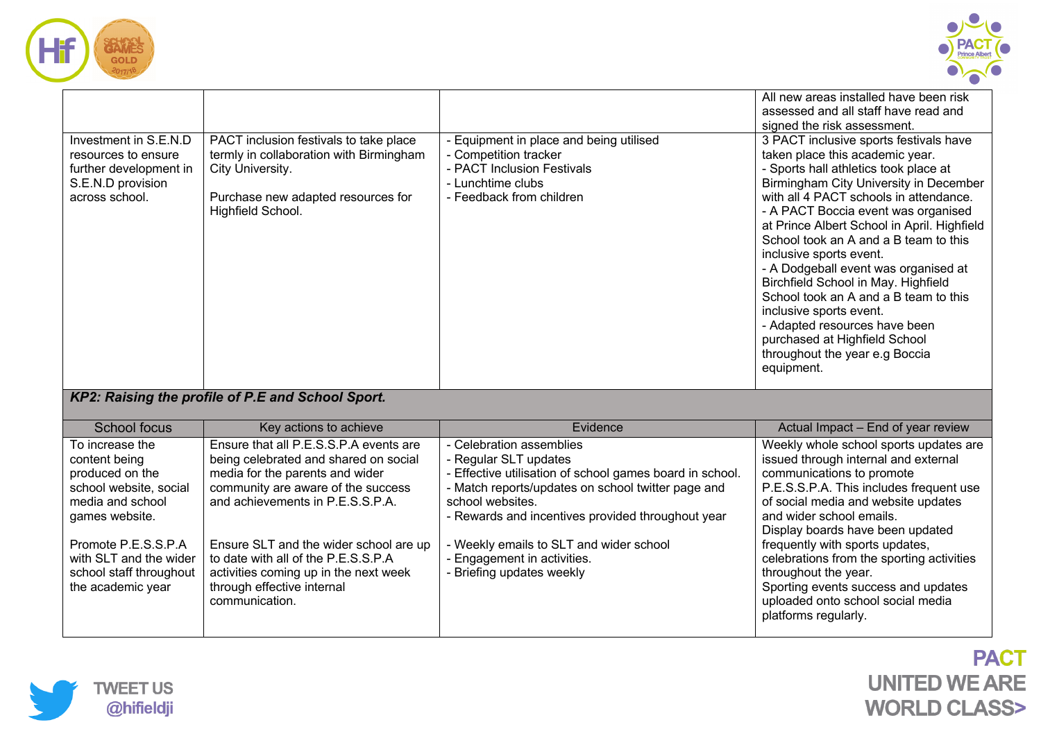| | | | |
|---|---|---|---|
| | | | All new areas installed have been risk assessed and all staff have read and signed the risk assessment. |
| Investment in S.E.N.D resources to ensure further development in S.E.N.D provision across school. | PACT inclusion festivals to take place termly in collaboration with Birmingham City University.<br><br>Purchase new adapted resources for Highfield School. | - Equipment in place and being utilised<br>- Competition tracker<br>- PACT Inclusion Festivals<br>- Lunchtime clubs<br>- Feedback from children | 3 PACT inclusive sports festivals have taken place this academic year.<br>- Sports hall athletics took place at Birmingham City University in December with all 4 PACT schools in attendance.<br>- A PACT Boccia event was organised at Prince Albert School in April. Highfield School took an A and a B team to this inclusive sports event.<br>- A Dodgeball event was organised at Birchfield School in May. Highfield School took an A and a B team to this inclusive sports event.<br>- Adapted resources have been purchased at Highfield School throughout the year e.g Boccia equipment. |

***KP2: Raising the profile of P.E and School Sport.***

| School focus | Key actions to achieve | Evidence | Actual Impact – End of year review |
|---|---|---|---|
| To increase the content being produced on the school website, social media and school games website.<br><br>Promote P.E.S.S.P.A with SLT and the wider school staff throughout the academic year | Ensure that all P.E.S.S.P.A events are being celebrated and shared on social media for the parents and wider community are aware of the success and achievements in P.E.S.S.P.A.<br><br>Ensure SLT and the wider school are up to date with all of the P.E.S.S.P.A activities coming up in the next week through effective internal communication. | - Celebration assemblies<br>- Regular SLT updates<br>- Effective utilisation of school games board in school.<br>- Match reports/updates on school twitter page and school websites.<br>- Rewards and incentives provided throughout year<br><br>- Weekly emails to SLT and wider school<br>- Engagement in activities.<br>- Briefing updates weekly | Weekly whole school sports updates are issued through internal and external communications to promote P.E.S.S.P.A. This includes frequent use of social media and website updates and wider school emails.<br>Display boards have been updated frequently with sports updates, celebrations from the sporting activities throughout the year.<br>Sporting events success and updates uploaded onto school social media platforms regularly. |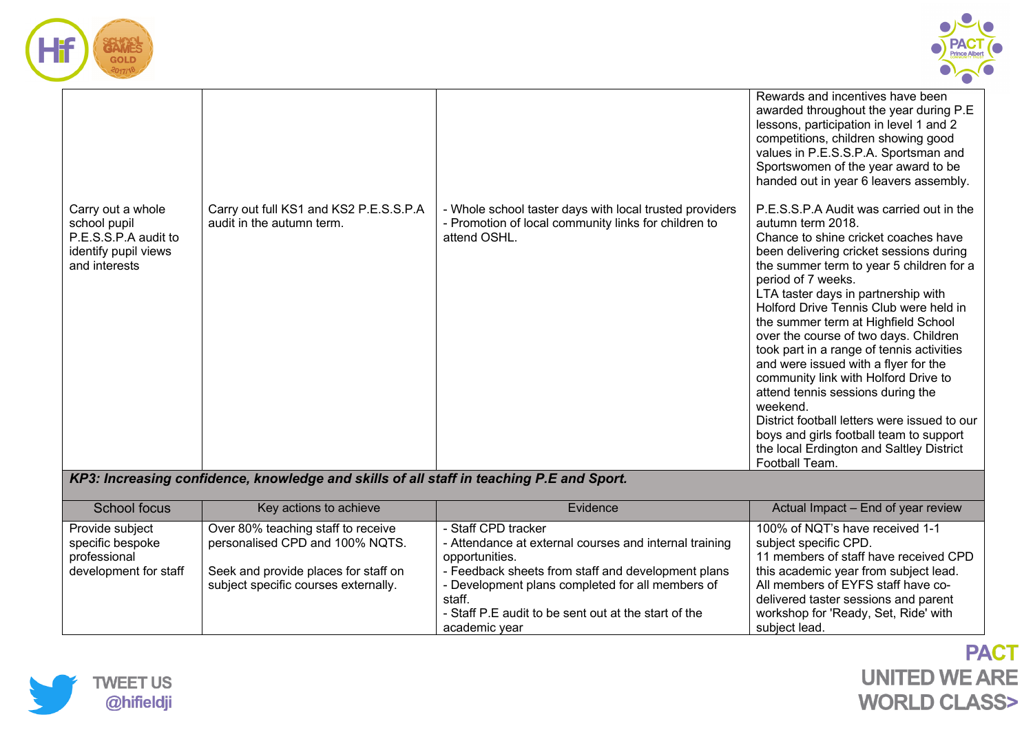| | | | Rewards and incentives have been awarded throughout the year during P.E lessons, participation in level 1 and 2 competitions, children showing good values in P.E.S.S.P.A. Sportsman and Sportswomen of the year award to be handed out in year 6 leavers assembly. |
|---|---|---|---|
| Carry out a whole school pupil P.E.S.S.P.A audit to identify pupil views and interests | Carry out full KS1 and KS2 P.E.S.S.P.A audit in the autumn term. | - Whole school taster days with local trusted providers<br>- Promotion of local community links for children to attend OSHL. | P.E.S.S.P.A Audit was carried out in the autumn term 2018.<br>Chance to shine cricket coaches have been delivering cricket sessions during the summer term to year 5 children for a period of 7 weeks.<br>LTA taster days in partnership with Holford Drive Tennis Club were held in the summer term at Highfield School over the course of two days. Children took part in a range of tennis activities and were issued with a flyer for the community link with Holford Drive to attend tennis sessions during the weekend.<br>District football letters were issued to our boys and girls football team to support the local Erdington and Saltley District Football Team. |

***KP3: Increasing confidence, knowledge and skills of all staff in teaching P.E and Sport.***

| School focus | Key actions to achieve | Evidence | Actual Impact – End of year review |
|---|---|---|---|
| Provide subject specific bespoke professional development for staff | Over 80% teaching staff to receive personalised CPD and 100% NQTS.<br><br>Seek and provide places for staff on subject specific courses externally. | - Staff CPD tracker<br>- Attendance at external courses and internal training opportunities.<br>- Feedback sheets from staff and development plans<br>- Development plans completed for all members of staff.<br>- Staff P.E audit to be sent out at the start of the academic year | 100% of NQT's have received 1-1 subject specific CPD.<br>11 members of staff have received CPD this academic year from subject lead.<br>All members of EYFS staff have co-delivered taster sessions and parent workshop for 'Ready, Set, Ride' with subject lead. |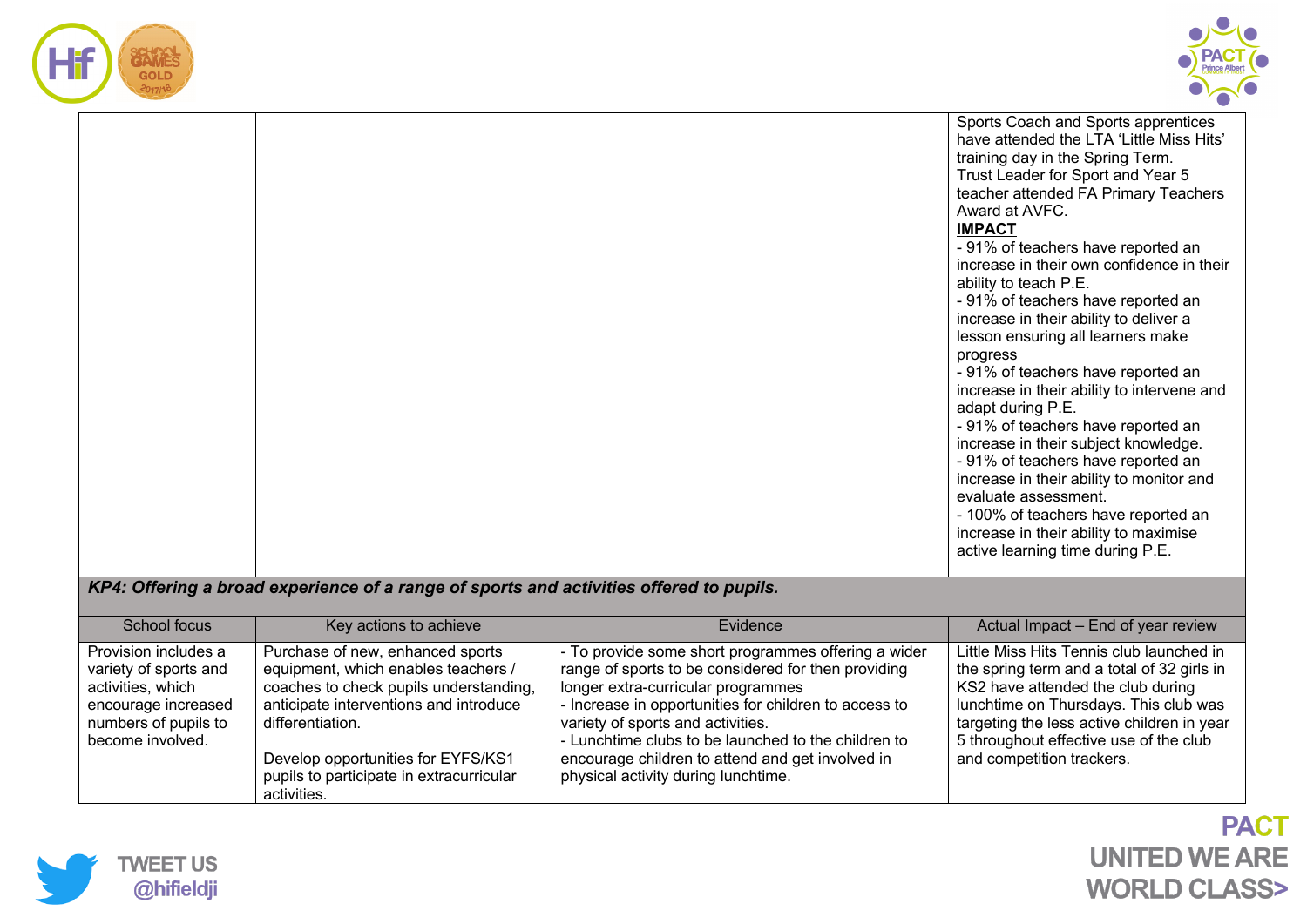| | | | Sports Coach and Sports apprentices have attended the LTA 'Little Miss Hits' training day in the Spring Term.<br>Trust Leader for Sport and Year 5 teacher attended FA Primary Teachers Award at AVFC.<br>**IMPACT**<br>- 91% of teachers have reported an increase in their own confidence in their ability to teach P.E.<br>- 91% of teachers have reported an increase in their ability to deliver a lesson ensuring all learners make progress<br>- 91% of teachers have reported an increase in their ability to intervene and adapt during P.E.<br>- 91% of teachers have reported an increase in their subject knowledge.<br>- 91% of teachers have reported an increase in their ability to monitor and evaluate assessment.<br>- 100% of teachers have reported an increase in their ability to maximise active learning time during P.E. |
|---|---|---|---|
| ***KP4: Offering a broad experience of a range of sports and activities offered to pupils.*** | | | |
| School focus | Key actions to achieve | Evidence | Actual Impact – End of year review |
| Provision includes a variety of sports and activities, which encourage increased numbers of pupils to become involved. | Purchase of new, enhanced sports equipment, which enables teachers / coaches to check pupils understanding, anticipate interventions and introduce differentiation.<br><br>Develop opportunities for EYFS/KS1 pupils to participate in extracurricular activities. | - To provide some short programmes offering a wider range of sports to be considered for then providing longer extra-curricular programmes<br>- Increase in opportunities for children to access to variety of sports and activities.<br>- Lunchtime clubs to be launched to the children to encourage children to attend and get involved in physical activity during lunchtime. | Little Miss Hits Tennis club launched in the spring term and a total of 32 girls in KS2 have attended the club during lunchtime on Thursdays. This club was targeting the less active children in year 5 throughout effective use of the club and competition trackers. |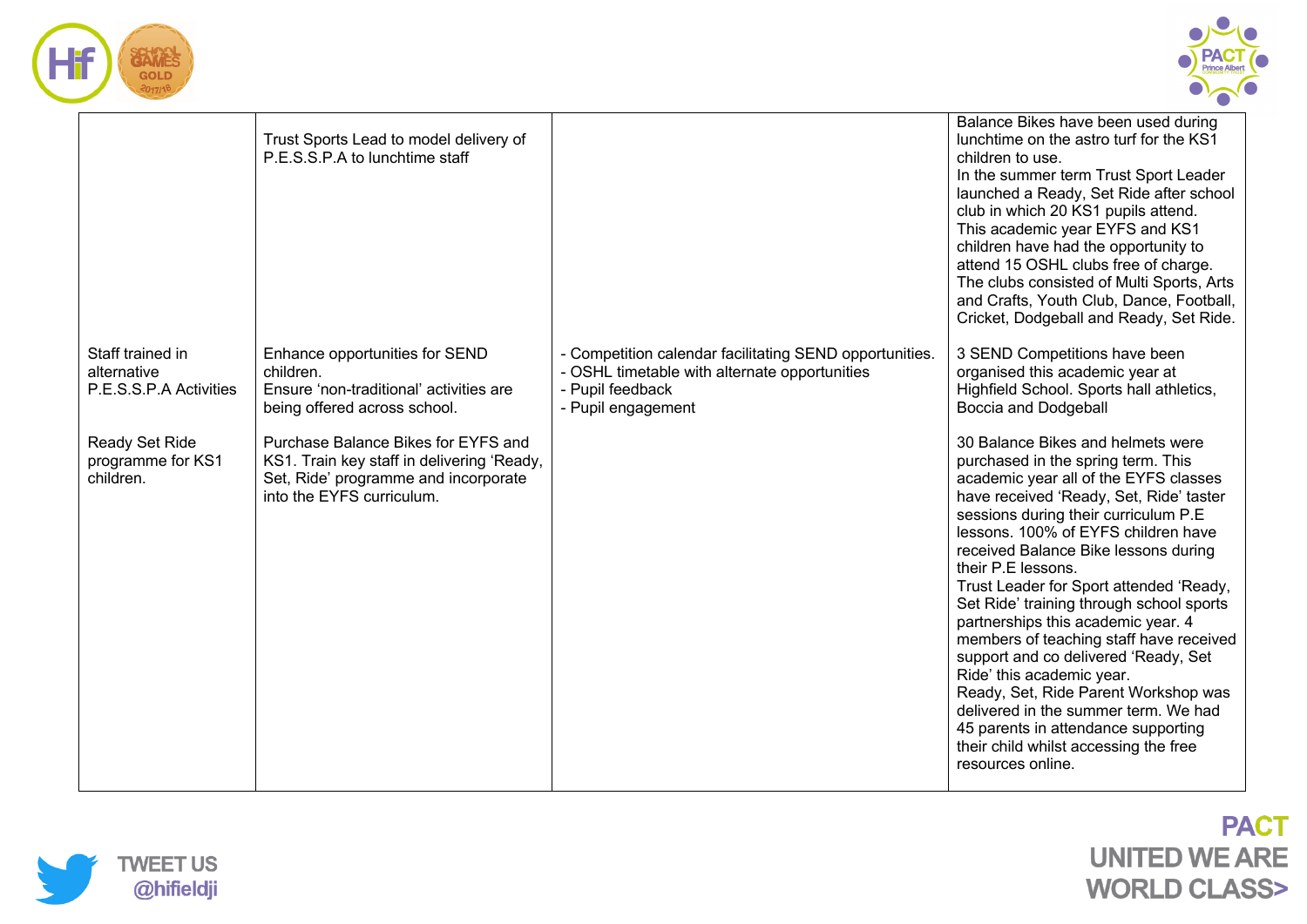| | | | |
|---|---|---|---|
| | Trust Sports Lead to model delivery of P.E.S.S.P.A to lunchtime staff | | Balance Bikes have been used during lunchtime on the astro turf for the KS1 children to use.<br>In the summer term Trust Sport Leader launched a Ready, Set Ride after school club in which 20 KS1 pupils attend.<br>This academic year EYFS and KS1 children have had the opportunity to attend 15 OSHL clubs free of charge. The clubs consisted of Multi Sports, Arts and Crafts, Youth Club, Dance, Football, Cricket, Dodgeball and Ready, Set Ride. |
| Staff trained in alternative P.E.S.S.P.A Activities | Enhance opportunities for SEND children.<br>Ensure 'non-traditional' activities are being offered across school. | - Competition calendar facilitating SEND opportunities.<br>- OSHL timetable with alternate opportunities<br>- Pupil feedback<br>- Pupil engagement | 3 SEND Competitions have been organised this academic year at Highfield School. Sports hall athletics, Boccia and Dodgeball |
| Ready Set Ride programme for KS1 children. | Purchase Balance Bikes for EYFS and KS1. Train key staff in delivering 'Ready, Set, Ride' programme and incorporate into the EYFS curriculum. | | 30 Balance Bikes and helmets were purchased in the spring term. This academic year all of the EYFS classes have received 'Ready, Set, Ride' taster sessions during their curriculum P.E lessons. 100% of EYFS children have received Balance Bike lessons during their P.E lessons.<br>Trust Leader for Sport attended 'Ready, Set Ride' training through school sports partnerships this academic year. 4 members of teaching staff have received support and co delivered 'Ready, Set Ride' this academic year.<br>Ready, Set, Ride Parent Workshop was delivered in the summer term. We had 45 parents in attendance supporting their child whilst accessing the free resources online. |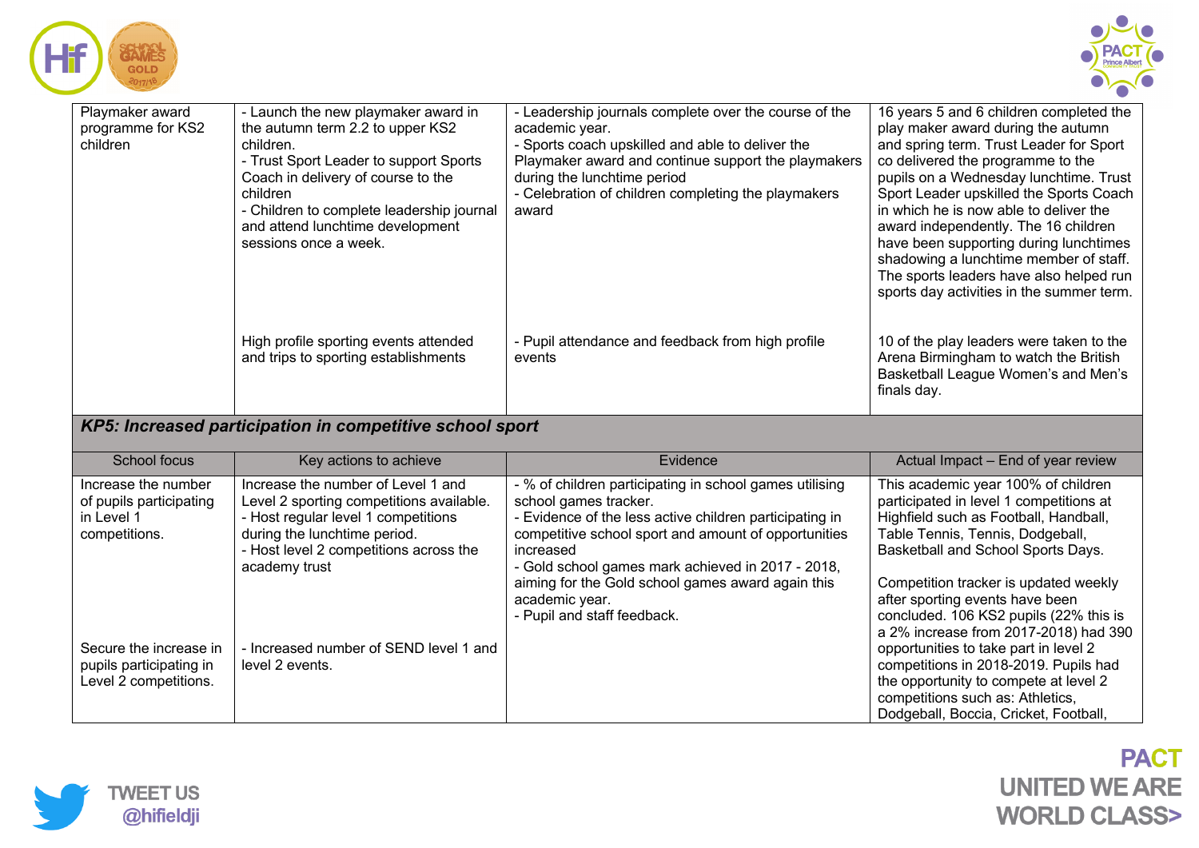| | | | |
|---|---|---|---|
| Playmaker award programme for KS2 children | - Launch the new playmaker award in the autumn term 2.2 to upper KS2 children.<br>- Trust Sport Leader to support Sports Coach in delivery of course to the children<br>- Children to complete leadership journal and attend lunchtime development sessions once a week. | - Leadership journals complete over the course of the academic year.<br>- Sports coach upskilled and able to deliver the Playmaker award and continue support the playmakers during the lunchtime period<br>- Celebration of children completing the playmakers award | 16 years 5 and 6 children completed the play maker award during the autumn and spring term. Trust Leader for Sport co delivered the programme to the pupils on a Wednesday lunchtime. Trust Sport Leader upskilled the Sports Coach in which he is now able to deliver the award independently. The 16 children have been supporting during lunchtimes shadowing a lunchtime member of staff. The sports leaders have also helped run sports day activities in the summer term. |
| | High profile sporting events attended and trips to sporting establishments | - Pupil attendance and feedback from high profile events | 10 of the play leaders were taken to the Arena Birmingham to watch the British Basketball League Women's and Men's finals day. |

### *KP5: Increased participation in competitive school sport*

| School focus | Key actions to achieve | Evidence | Actual Impact – End of year review |
|---|---|---|---|
| Increase the number of pupils participating in Level 1 competitions.<br><br>Secure the increase in pupils participating in Level 2 competitions. | Increase the number of Level 1 and Level 2 sporting competitions available.<br>- Host regular level 1 competitions during the lunchtime period.<br>- Host level 2 competitions across the academy trust<br><br>- Increased number of SEND level 1 and level 2 events. | - % of children participating in school games utilising school games tracker.<br>- Evidence of the less active children participating in competitive school sport and amount of opportunities increased<br>- Gold school games mark achieved in 2017 - 2018, aiming for the Gold school games award again this academic year.<br>- Pupil and staff feedback. | This academic year 100% of children participated in level 1 competitions at Highfield such as Football, Handball, Table Tennis, Tennis, Dodgeball, Basketball and School Sports Days.<br><br>Competition tracker is updated weekly after sporting events have been concluded. 106 KS2 pupils (22% this is a 2% increase from 2017-2018) had 390 opportunities to take part in level 2 competitions in 2018-2019. Pupils had the opportunity to compete at level 2 competitions such as: Athletics, Dodgeball, Boccia, Cricket, Football, |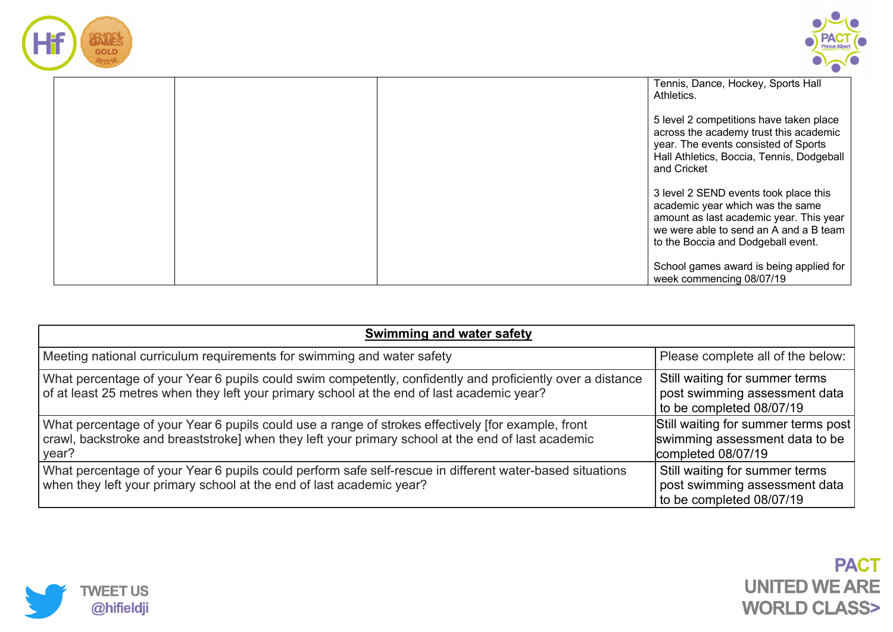| | | | Tennis, Dance, Hockey, Sports Hall Athletics.<br><br>5 level 2 competitions have taken place across the academy trust this academic year. The events consisted of Sports Hall Athletics, Boccia, Tennis, Dodgeball and Cricket<br><br>3 level 2 SEND events took place this academic year which was the same amount as last academic year. This year we were able to send an A and a B team to the Boccia and Dodgeball event.<br><br>School games award is being applied for week commencing 08/07/19 |
|---|---|---|---|

| **Swimming and water safety** | |
|---|---|
| Meeting national curriculum requirements for swimming and water safety | Please complete all of the below: |
| What percentage of your Year 6 pupils could swim competently, confidently and proficiently over a distance of at least 25 metres when they left your primary school at the end of last academic year? | Still waiting for summer terms post swimming assessment data to be completed 08/07/19 |
| What percentage of your Year 6 pupils could use a range of strokes effectively [for example, front crawl, backstroke and breaststroke] when they left your primary school at the end of last academic year? | Still waiting for summer terms post swimming assessment data to be completed 08/07/19 |
| What percentage of your Year 6 pupils could perform safe self-rescue in different water-based situations when they left your primary school at the end of last academic year? | Still waiting for summer terms post swimming assessment data to be completed 08/07/19 |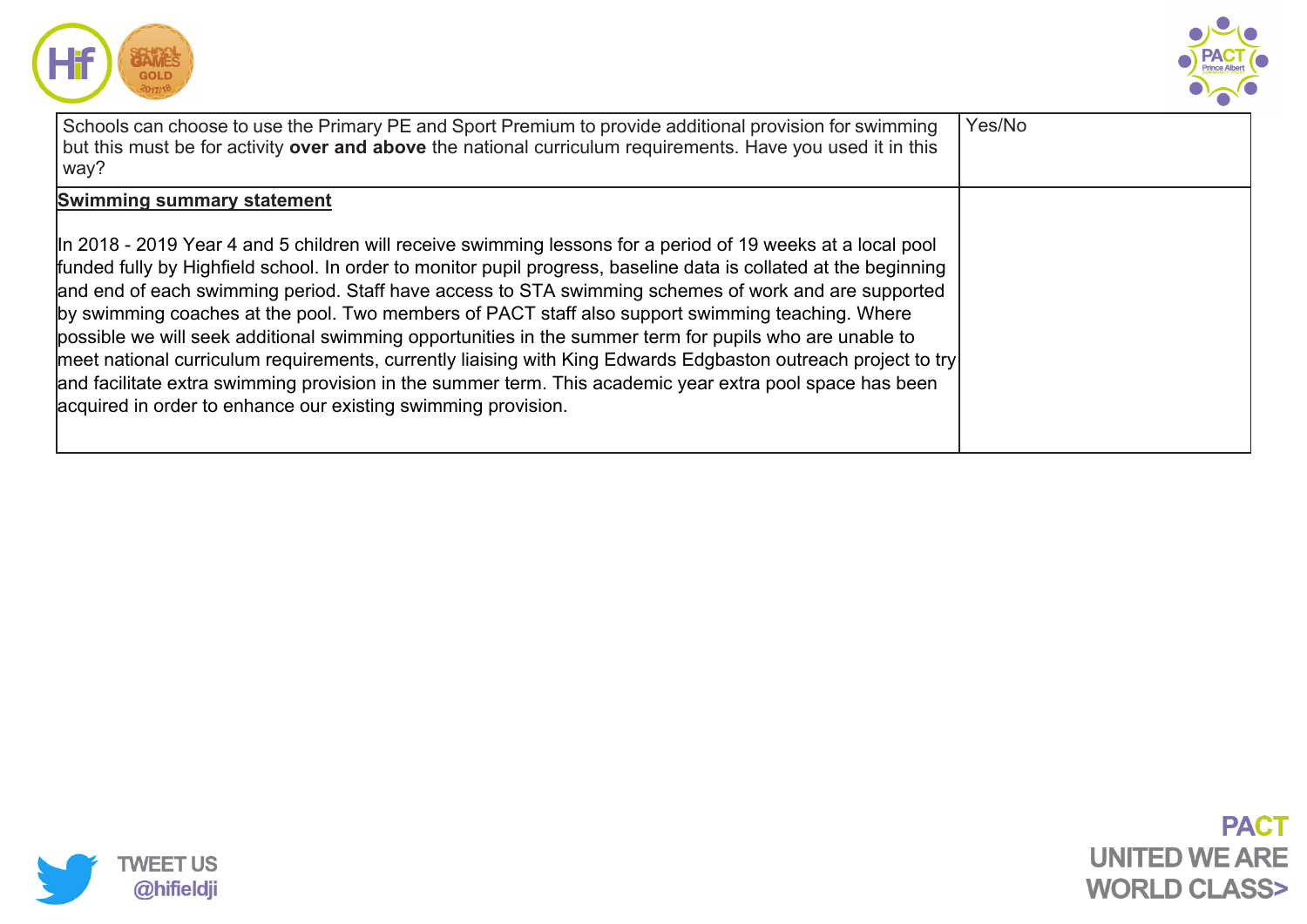| | |
|---|---|
| Schools can choose to use the Primary PE and Sport Premium to provide additional provision for swimming but this must be for activity **over and above** the national curriculum requirements. Have you used it in this way? | Yes/No |
| **Swimming summary statement**<br><br>In 2018 - 2019 Year 4 and 5 children will receive swimming lessons for a period of 19 weeks at a local pool funded fully by Highfield school. In order to monitor pupil progress, baseline data is collated at the beginning and end of each swimming period. Staff have access to STA swimming schemes of work and are supported by swimming coaches at the pool. Two members of PACT staff also support swimming teaching. Where possible we will seek additional swimming opportunities in the summer term for pupils who are unable to meet national curriculum requirements, currently liaising with King Edwards Edgbaston outreach project to try and facilitate extra swimming provision in the summer term. This academic year extra pool space has been acquired in order to enhance our existing swimming provision. | |